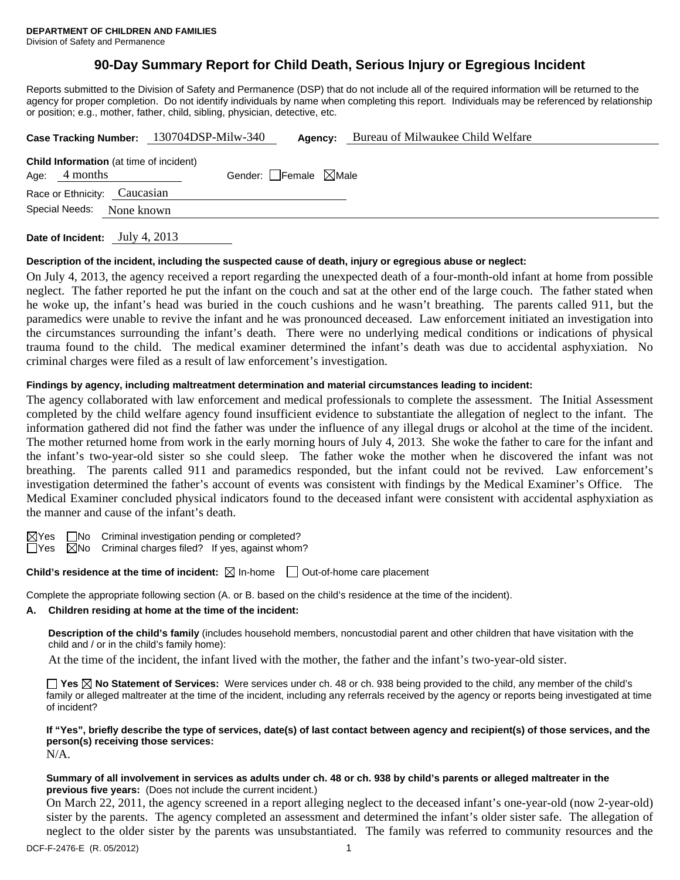**DEPARTMENT OF CHILDREN AND FAMILIES**
Division of Safety and Permanence

# 90-Day Summary Report for Child Death, Serious Injury or Egregious Incident

Reports submitted to the Division of Safety and Permanence (DSP) that do not include all of the required information will be returned to the agency for proper completion. Do not identify individuals by name when completing this report. Individuals may be referenced by relationship or position; e.g., mother, father, child, sibling, physician, detective, etc.

**Case Tracking Number:** 130704DSP-Milw-340 **Agency:** Bureau of Milwaukee Child Welfare

**Child Information** (at time of incident)
Age: 4 months Gender: ☐ Female ☒ Male
Race or Ethnicity: Caucasian
Special Needs: None known

**Date of Incident:** July 4, 2013

**Description of the incident, including the suspected cause of death, injury or egregious abuse or neglect:**

On July 4, 2013, the agency received a report regarding the unexpected death of a four-month-old infant at home from possible neglect. The father reported he put the infant on the couch and sat at the other end of the large couch. The father stated when he woke up, the infant's head was buried in the couch cushions and he wasn't breathing. The parents called 911, but the paramedics were unable to revive the infant and he was pronounced deceased. Law enforcement initiated an investigation into the circumstances surrounding the infant's death. There were no underlying medical conditions or indications of physical trauma found to the child. The medical examiner determined the infant's death was due to accidental asphyxiation. No criminal charges were filed as a result of law enforcement's investigation.

**Findings by agency, including maltreatment determination and material circumstances leading to incident:**

The agency collaborated with law enforcement and medical professionals to complete the assessment. The Initial Assessment completed by the child welfare agency found insufficient evidence to substantiate the allegation of neglect to the infant. The information gathered did not find the father was under the influence of any illegal drugs or alcohol at the time of the incident. The mother returned home from work in the early morning hours of July 4, 2013. She woke the father to care for the infant and the infant's two-year-old sister so she could sleep. The father woke the mother when he discovered the infant was not breathing. The parents called 911 and paramedics responded, but the infant could not be revived. Law enforcement's investigation determined the father's account of events was consistent with findings by the Medical Examiner's Office. The Medical Examiner concluded physical indicators found to the deceased infant were consistent with accidental asphyxiation as the manner and cause of the infant's death.

☒ Yes ☐ No Criminal investigation pending or completed?
☐ Yes ☒ No Criminal charges filed? If yes, against whom?

**Child's residence at the time of incident:** ☒ In-home ☐ Out-of-home care placement

Complete the appropriate following section (A. or B. based on the child's residence at the time of the incident).

**A. Children residing at home at the time of the incident:**

**Description of the child's family** (includes household members, noncustodial parent and other children that have visitation with the child and / or in the child's family home):

At the time of the incident, the infant lived with the mother, the father and the infant's two-year-old sister.

☐ **Yes** ☒ **No Statement of Services:** Were services under ch. 48 or ch. 938 being provided to the child, any member of the child's family or alleged maltreater at the time of the incident, including any referrals received by the agency or reports being investigated at time of incident?

**If "Yes", briefly describe the type of services, date(s) of last contact between agency and recipient(s) of those services, and the person(s) receiving those services:**
N/A.

**Summary of all involvement in services as adults under ch. 48 or ch. 938 by child's parents or alleged maltreater in the previous five years:** (Does not include the current incident.)

On March 22, 2011, the agency screened in a report alleging neglect to the deceased infant's one-year-old (now 2-year-old) sister by the parents. The agency completed an assessment and determined the infant's older sister safe. The allegation of neglect to the older sister by the parents was unsubstantiated. The family was referred to community resources and the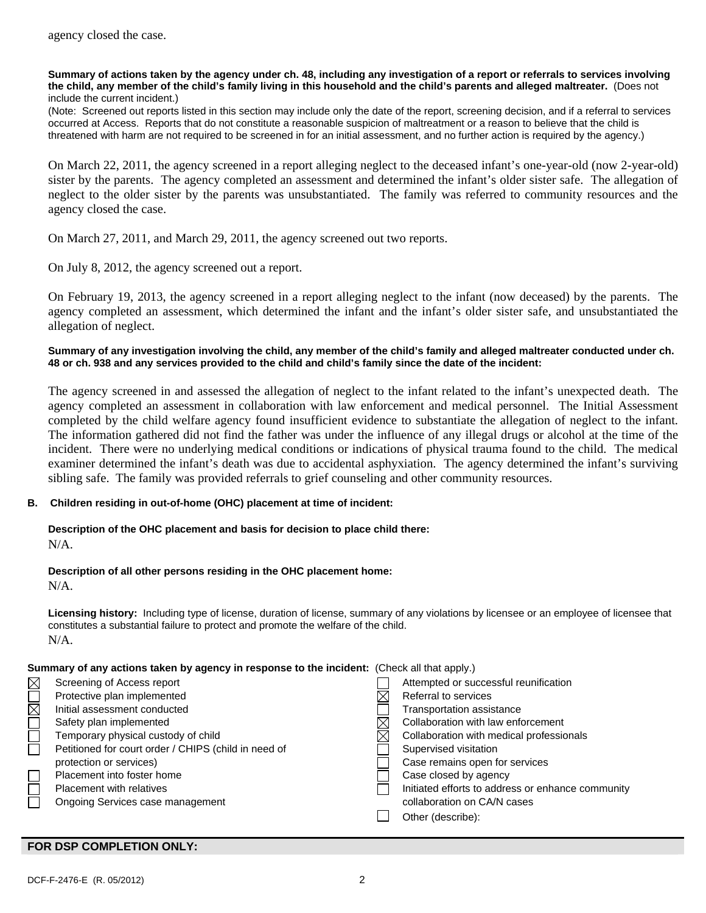agency closed the case.

**Summary of actions taken by the agency under ch. 48, including any investigation of a report or referrals to services involving the child, any member of the child's family living in this household and the child's parents and alleged maltreater.** (Does not include the current incident.)

(Note: Screened out reports listed in this section may include only the date of the report, screening decision, and if a referral to services occurred at Access. Reports that do not constitute a reasonable suspicion of maltreatment or a reason to believe that the child is threatened with harm are not required to be screened in for an initial assessment, and no further action is required by the agency.)

On March 22, 2011, the agency screened in a report alleging neglect to the deceased infant's one-year-old (now 2-year-old) sister by the parents. The agency completed an assessment and determined the infant's older sister safe. The allegation of neglect to the older sister by the parents was unsubstantiated. The family was referred to community resources and the agency closed the case.

On March 27, 2011, and March 29, 2011, the agency screened out two reports.

On July 8, 2012, the agency screened out a report.

On February 19, 2013, the agency screened in a report alleging neglect to the infant (now deceased) by the parents. The agency completed an assessment, which determined the infant and the infant's older sister safe, and unsubstantiated the allegation of neglect.

**Summary of any investigation involving the child, any member of the child's family and alleged maltreater conducted under ch. 48 or ch. 938 and any services provided to the child and child's family since the date of the incident:**

The agency screened in and assessed the allegation of neglect to the infant related to the infant's unexpected death. The agency completed an assessment in collaboration with law enforcement and medical personnel. The Initial Assessment completed by the child welfare agency found insufficient evidence to substantiate the allegation of neglect to the infant. The information gathered did not find the father was under the influence of any illegal drugs or alcohol at the time of the incident. There were no underlying medical conditions or indications of physical trauma found to the child. The medical examiner determined the infant's death was due to accidental asphyxiation. The agency determined the infant's surviving sibling safe. The family was provided referrals to grief counseling and other community resources.

**B. Children residing in out-of-home (OHC) placement at time of incident:**

**Description of the OHC placement and basis for decision to place child there:**
N/A.

**Description of all other persons residing in the OHC placement home:**
N/A.

**Licensing history:** Including type of license, duration of license, summary of any violations by licensee or an employee of licensee that constitutes a substantial failure to protect and promote the welfare of the child.
N/A.

**Summary of any actions taken by agency in response to the incident:** (Check all that apply.)

- [x] Screening of Access report
- [ ] Protective plan implemented
- [x] Initial assessment conducted
- [ ] Safety plan implemented
- [ ] Temporary physical custody of child
- [ ] Petitioned for court order / CHIPS (child in need of protection or services)
- [ ] Placement into foster home
- [ ] Placement with relatives
- [ ] Ongoing Services case management
- [ ] Attempted or successful reunification
- [x] Referral to services
- [ ] Transportation assistance
- [x] Collaboration with law enforcement
- [x] Collaboration with medical professionals
- [ ] Supervised visitation
- [ ] Case remains open for services
- [ ] Case closed by agency
- [ ] Initiated efforts to address or enhance community collaboration on CA/N cases
- [ ] Other (describe):

**FOR DSP COMPLETION ONLY:**

DCF-F-2476-E (R. 05/2012)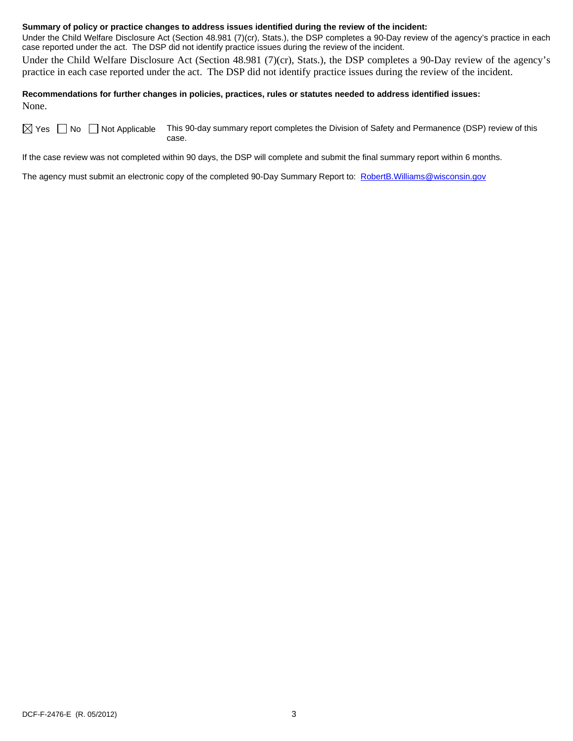**Summary of policy or practice changes to address issues identified during the review of the incident:**

Under the Child Welfare Disclosure Act (Section 48.981 (7)(cr), Stats.), the DSP completes a 90-Day review of the agency's practice in each case reported under the act. The DSP did not identify practice issues during the review of the incident.

Under the Child Welfare Disclosure Act (Section 48.981 (7)(cr), Stats.), the DSP completes a 90-Day review of the agency's practice in each case reported under the act. The DSP did not identify practice issues during the review of the incident.

**Recommendations for further changes in policies, practices, rules or statutes needed to address identified issues:**

None.

☒ Yes ☐ No ☐ Not Applicable This 90-day summary report completes the Division of Safety and Permanence (DSP) review of this case.

If the case review was not completed within 90 days, the DSP will complete and submit the final summary report within 6 months.

The agency must submit an electronic copy of the completed 90-Day Summary Report to: RobertB.Williams@wisconsin.gov

DCF-F-2476-E (R. 05/2012)